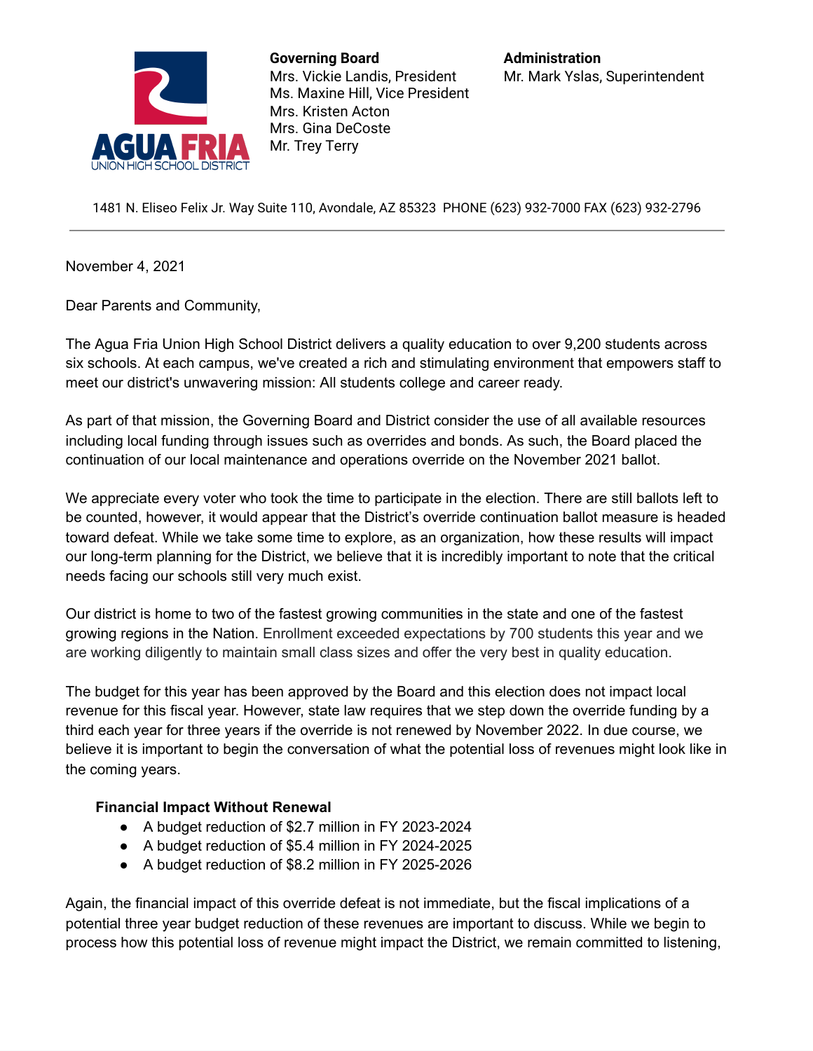AGUA FRIA UNION HIGH SCHOOL DISTRICT

**Governing Board**
Mrs. Vickie Landis, President
Ms. Maxine Hill, Vice President
Mrs. Kristen Acton
Mrs. Gina DeCoste
Mr. Trey Terry

**Administration**
Mr. Mark Yslas, Superintendent

1481 N. Eliseo Felix Jr. Way Suite 110, Avondale, AZ 85323 PHONE (623) 932-7000 FAX (623) 932-2796

---

November 4, 2021

Dear Parents and Community,

The Agua Fria Union High School District delivers a quality education to over 9,200 students across six schools. At each campus, we've created a rich and stimulating environment that empowers staff to meet our district's unwavering mission: All students college and career ready.

As part of that mission, the Governing Board and District consider the use of all available resources including local funding through issues such as overrides and bonds. As such, the Board placed the continuation of our local maintenance and operations override on the November 2021 ballot.

We appreciate every voter who took the time to participate in the election. There are still ballots left to be counted, however, it would appear that the District's override continuation ballot measure is headed toward defeat. While we take some time to explore, as an organization, how these results will impact our long-term planning for the District, we believe that it is incredibly important to note that the critical needs facing our schools still very much exist.

Our district is home to two of the fastest growing communities in the state and one of the fastest growing regions in the Nation. Enrollment exceeded expectations by 700 students this year and we are working diligently to maintain small class sizes and offer the very best in quality education.

The budget for this year has been approved by the Board and this election does not impact local revenue for this fiscal year. However, state law requires that we step down the override funding by a third each year for three years if the override is not renewed by November 2022. In due course, we believe it is important to begin the conversation of what the potential loss of revenues might look like in the coming years.

**Financial Impact Without Renewal**

- A budget reduction of $2.7 million in FY 2023-2024
- A budget reduction of $5.4 million in FY 2024-2025
- A budget reduction of $8.2 million in FY 2025-2026

Again, the financial impact of this override defeat is not immediate, but the fiscal implications of a potential three year budget reduction of these revenues are important to discuss. While we begin to process how this potential loss of revenue might impact the District, we remain committed to listening,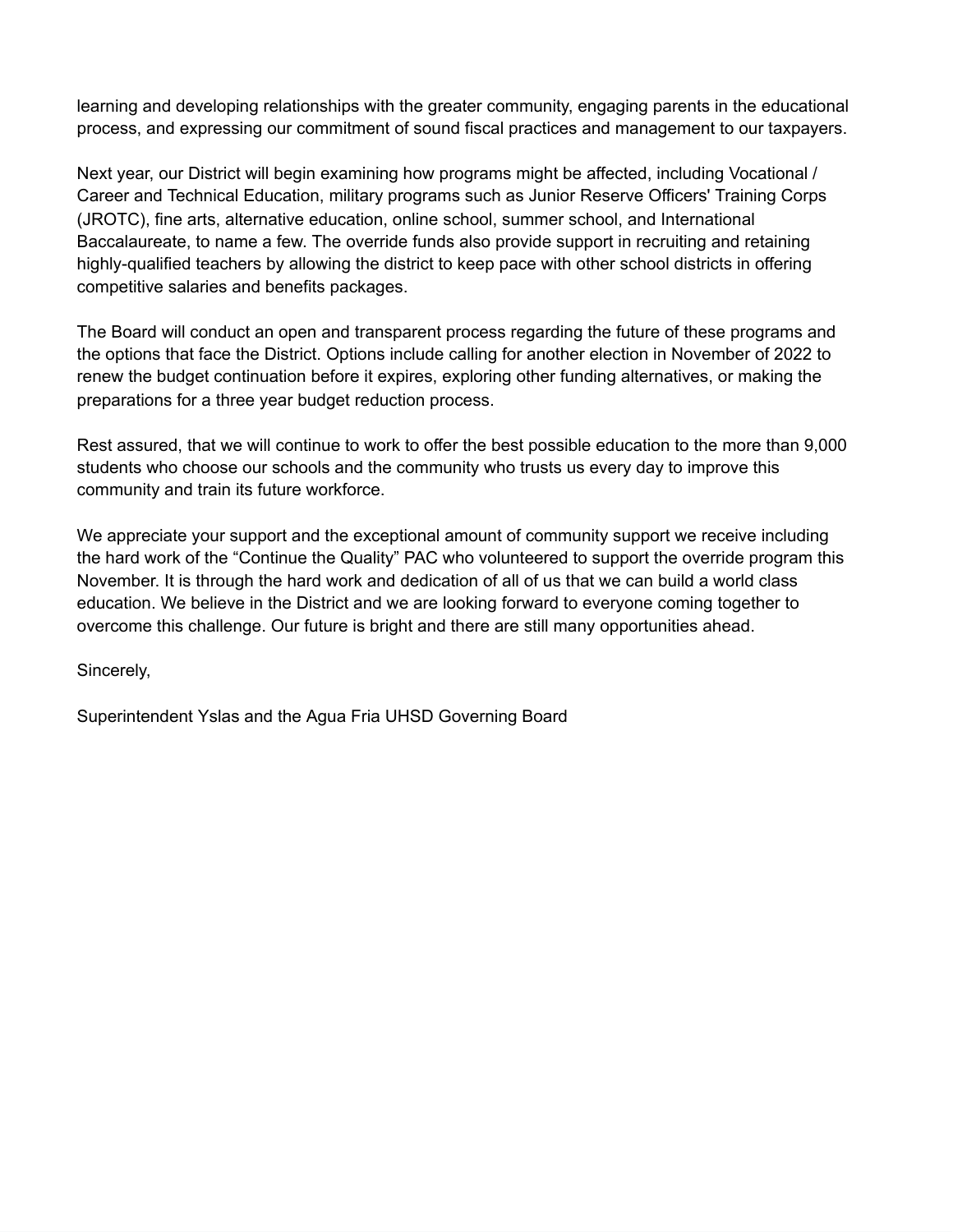learning and developing relationships with the greater community, engaging parents in the educational process, and expressing our commitment of sound fiscal practices and management to our taxpayers.

Next year, our District will begin examining how programs might be affected, including Vocational / Career and Technical Education, military programs such as Junior Reserve Officers' Training Corps (JROTC), fine arts, alternative education, online school, summer school, and International Baccalaureate, to name a few. The override funds also provide support in recruiting and retaining highly-qualified teachers by allowing the district to keep pace with other school districts in offering competitive salaries and benefits packages.

The Board will conduct an open and transparent process regarding the future of these programs and the options that face the District. Options include calling for another election in November of 2022 to renew the budget continuation before it expires, exploring other funding alternatives, or making the preparations for a three year budget reduction process.

Rest assured, that we will continue to work to offer the best possible education to the more than 9,000 students who choose our schools and the community who trusts us every day to improve this community and train its future workforce.

We appreciate your support and the exceptional amount of community support we receive including the hard work of the "Continue the Quality" PAC who volunteered to support the override program this November. It is through the hard work and dedication of all of us that we can build a world class education. We believe in the District and we are looking forward to everyone coming together to overcome this challenge. Our future is bright and there are still many opportunities ahead.

Sincerely,

Superintendent Yslas and the Agua Fria UHSD Governing Board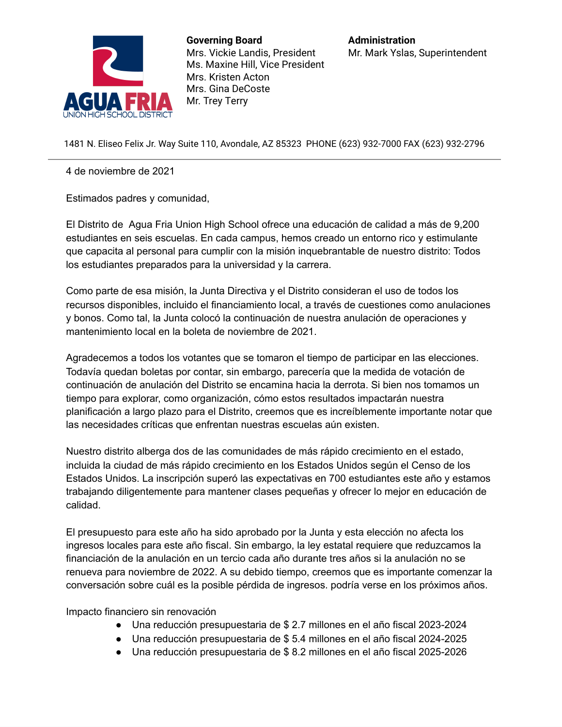**Governing Board**
Mrs. Vickie Landis, President
Ms. Maxine Hill, Vice President
Mrs. Kristen Acton
Mrs. Gina DeCoste
Mr. Trey Terry

**Administration**
Mr. Mark Yslas, Superintendent

1481 N. Eliseo Felix Jr. Way Suite 110, Avondale, AZ 85323 PHONE (623) 932-7000 FAX (623) 932-2796

---

4 de noviembre de 2021

Estimados padres y comunidad,

El Distrito de Agua Fria Union High School ofrece una educación de calidad a más de 9,200 estudiantes en seis escuelas. En cada campus, hemos creado un entorno rico y estimulante que capacita al personal para cumplir con la misión inquebrantable de nuestro distrito: Todos los estudiantes preparados para la universidad y la carrera.

Como parte de esa misión, la Junta Directiva y el Distrito consideran el uso de todos los recursos disponibles, incluido el financiamiento local, a través de cuestiones como anulaciones y bonos. Como tal, la Junta colocó la continuación de nuestra anulación de operaciones y mantenimiento local en la boleta de noviembre de 2021.

Agradecemos a todos los votantes que se tomaron el tiempo de participar en las elecciones. Todavía quedan boletas por contar, sin embargo, parecería que la medida de votación de continuación de anulación del Distrito se encamina hacia la derrota. Si bien nos tomamos un tiempo para explorar, como organización, cómo estos resultados impactarán nuestra planificación a largo plazo para el Distrito, creemos que es increíblemente importante notar que las necesidades críticas que enfrentan nuestras escuelas aún existen.

Nuestro distrito alberga dos de las comunidades de más rápido crecimiento en el estado, incluida la ciudad de más rápido crecimiento en los Estados Unidos según el Censo de los Estados Unidos. La inscripción superó las expectativas en 700 estudiantes este año y estamos trabajando diligentemente para mantener clases pequeñas y ofrecer lo mejor en educación de calidad.

El presupuesto para este año ha sido aprobado por la Junta y esta elección no afecta los ingresos locales para este año fiscal. Sin embargo, la ley estatal requiere que reduzcamos la financiación de la anulación en un tercio cada año durante tres años si la anulación no se renueva para noviembre de 2022. A su debido tiempo, creemos que es importante comenzar la conversación sobre cuál es la posible pérdida de ingresos. podría verse en los próximos años.

Impacto financiero sin renovación

- Una reducción presupuestaria de $ 2.7 millones en el año fiscal 2023-2024
- Una reducción presupuestaria de $ 5.4 millones en el año fiscal 2024-2025
- Una reducción presupuestaria de $ 8.2 millones en el año fiscal 2025-2026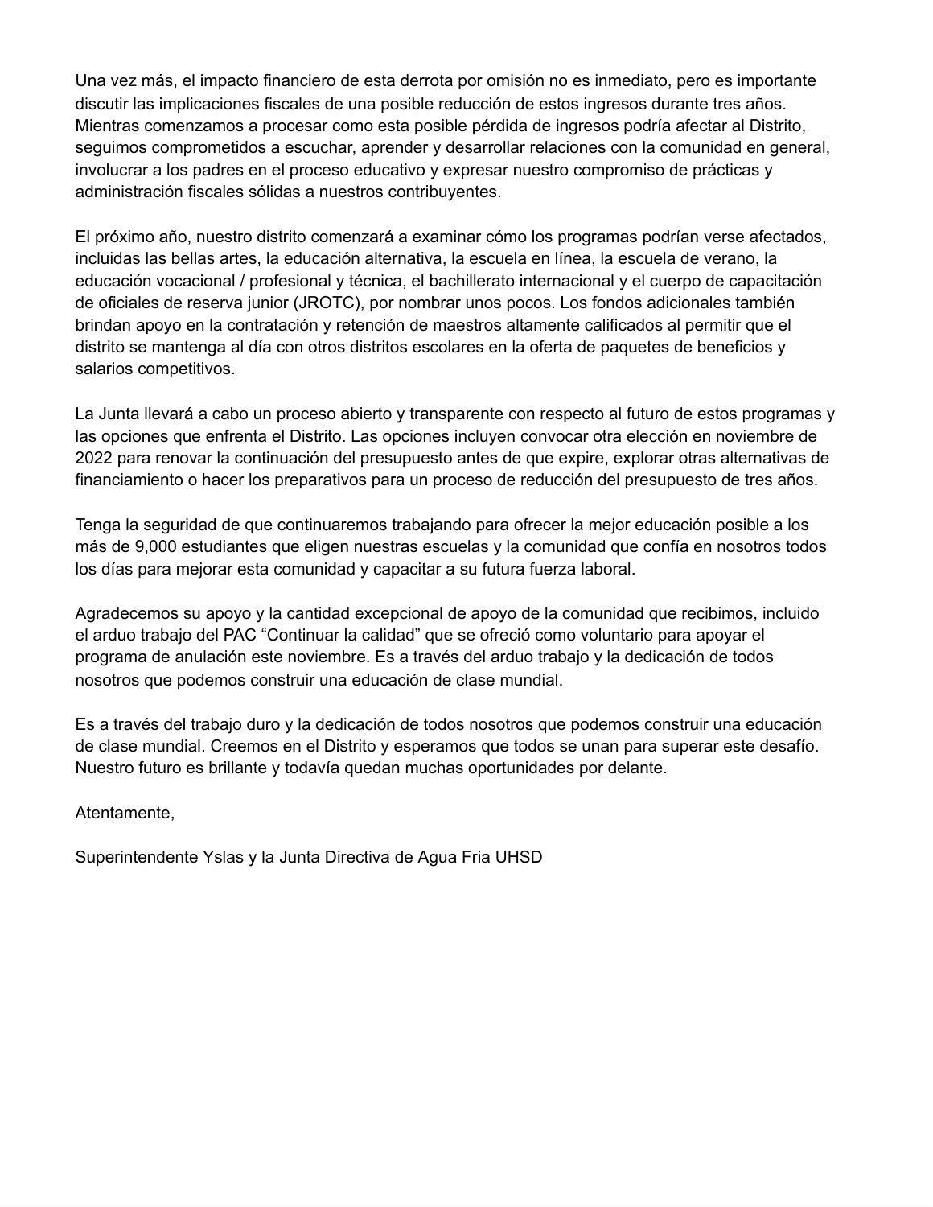Una vez más, el impacto financiero de esta derrota por omisión no es inmediato, pero es importante discutir las implicaciones fiscales de una posible reducción de estos ingresos durante tres años. Mientras comenzamos a procesar como esta posible pérdida de ingresos podría afectar al Distrito, seguimos comprometidos a escuchar, aprender y desarrollar relaciones con la comunidad en general, involucrar a los padres en el proceso educativo y expresar nuestro compromiso de prácticas y administración fiscales sólidas a nuestros contribuyentes.

El próximo año, nuestro distrito comenzará a examinar cómo los programas podrían verse afectados, incluidas las bellas artes, la educación alternativa, la escuela en línea, la escuela de verano, la educación vocacional / profesional y técnica, el bachillerato internacional y el cuerpo de capacitación de oficiales de reserva junior (JROTC), por nombrar unos pocos. Los fondos adicionales también brindan apoyo en la contratación y retención de maestros altamente calificados al permitir que el distrito se mantenga al día con otros distritos escolares en la oferta de paquetes de beneficios y salarios competitivos.

La Junta llevará a cabo un proceso abierto y transparente con respecto al futuro de estos programas y las opciones que enfrenta el Distrito. Las opciones incluyen convocar otra elección en noviembre de 2022 para renovar la continuación del presupuesto antes de que expire, explorar otras alternativas de financiamiento o hacer los preparativos para un proceso de reducción del presupuesto de tres años.

Tenga la seguridad de que continuaremos trabajando para ofrecer la mejor educación posible a los más de 9,000 estudiantes que eligen nuestras escuelas y la comunidad que confía en nosotros todos los días para mejorar esta comunidad y capacitar a su futura fuerza laboral.

Agradecemos su apoyo y la cantidad excepcional de apoyo de la comunidad que recibimos, incluido el arduo trabajo del PAC “Continuar la calidad” que se ofreció como voluntario para apoyar el programa de anulación este noviembre. Es a través del arduo trabajo y la dedicación de todos nosotros que podemos construir una educación de clase mundial.

Es a través del trabajo duro y la dedicación de todos nosotros que podemos construir una educación de clase mundial. Creemos en el Distrito y esperamos que todos se unan para superar este desafío. Nuestro futuro es brillante y todavía quedan muchas oportunidades por delante.

Atentamente,

Superintendente Yslas y la Junta Directiva de Agua Fria UHSD